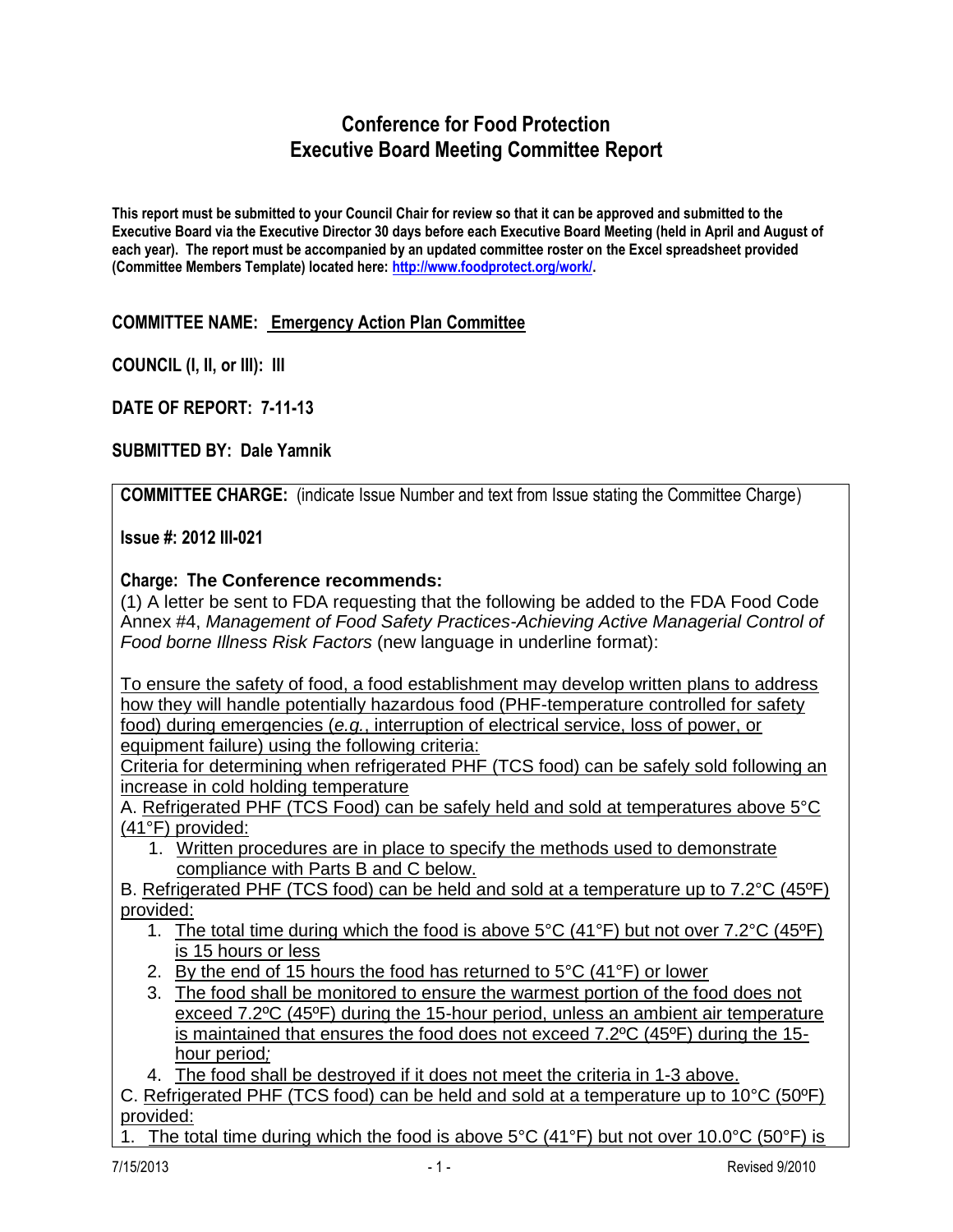# Conference for Food Protection
# Executive Board Meeting Committee Report

**This report must be submitted to your Council Chair for review so that it can be approved and submitted to the Executive Board via the Executive Director 30 days before each Executive Board Meeting (held in April and August of each year). The report must be accompanied by an updated committee roster on the Excel spreadsheet provided (Committee Members Template) located here: http://www.foodprotect.org/work/.**

**COMMITTEE NAME:** <u>**Emergency Action Plan Committee**</u>

**COUNCIL (I, II, or III): III**

**DATE OF REPORT: 7-11-13**

**SUBMITTED BY: Dale Yamnik**

**COMMITTEE CHARGE:** (indicate Issue Number and text from Issue stating the Committee Charge)

**Issue #: 2012 III-021**

**Charge: The Conference recommends:**

(1) A letter be sent to FDA requesting that the following be added to the FDA Food Code Annex #4, *Management of Food Safety Practices-Achieving Active Managerial Control of Food borne Illness Risk Factors* (new language in underline format):

<u>To ensure the safety of food, a food establishment may develop written plans to address how they will handle potentially hazardous food (PHF-temperature controlled for safety food) during emergencies (*e.g.*, interruption of electrical service, loss of power, or equipment failure) using the following criteria:</u>

<u>Criteria for determining when refrigerated PHF (TCS food) can be safely sold following an increase in cold holding temperature</u>

A. <u>Refrigerated PHF (TCS Food) can be safely held and sold at temperatures above 5°C (41°F) provided:</u>

1. <u>Written procedures are in place to specify the methods used to demonstrate compliance with Parts B and C below.</u>

B. <u>Refrigerated PHF (TCS food) can be held and sold at a temperature up to 7.2°C (45ºF) provided:</u>

1. <u>The total time during which the food is above 5°C (41°F) but not over 7.2°C (45ºF) is 15 hours or less</u>
2. <u>By the end of 15 hours the food has returned to 5°C (41°F) or lower</u>
3. <u>The food shall be monitored to ensure the warmest portion of the food does not exceed 7.2ºC (45ºF) during the 15-hour period, unless an ambient air temperature is maintained that ensures the food does not exceed 7.2ºC (45ºF) during the 15-hour period;</u>
4. <u>The food shall be destroyed if it does not meet the criteria in 1-3 above.</u>

C. <u>Refrigerated PHF (TCS food) can be held and sold at a temperature up to 10°C (50ºF) provided:</u>

1. <u>The total time during which the food is above 5°C (41°F) but not over 10.0°C (50°F) is</u>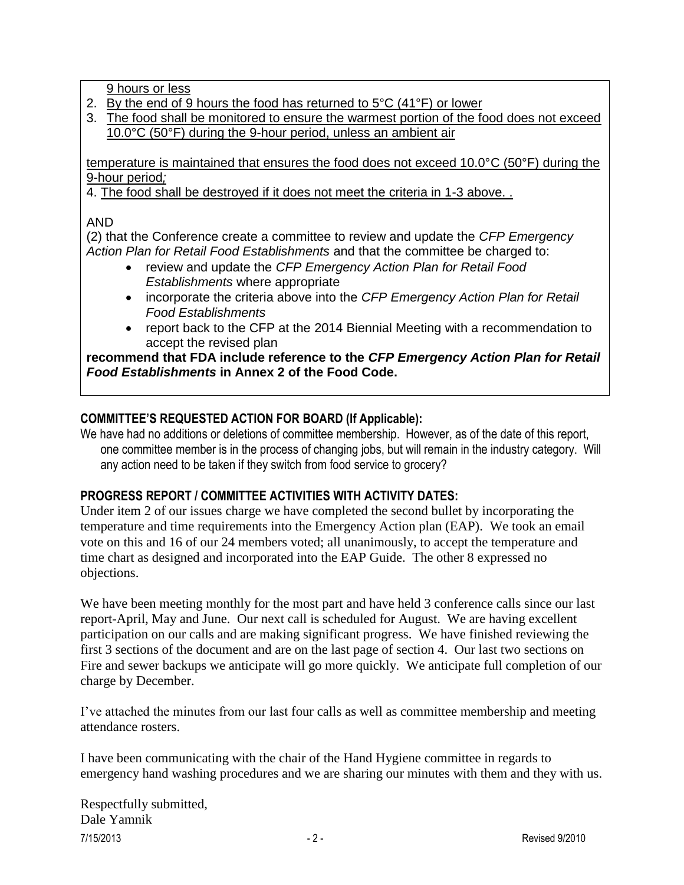9 hours or less
2. By the end of 9 hours the food has returned to 5°C (41°F) or lower
3. The food shall be monitored to ensure the warmest portion of the food does not exceed 10.0°C (50°F) during the 9-hour period, unless an ambient air

temperature is maintained that ensures the food does not exceed 10.0°C (50°F) during the 9-hour period*;*

4. The food shall be destroyed if it does not meet the criteria in 1-3 above. .

AND

(2) that the Conference create a committee to review and update the *CFP Emergency Action Plan for Retail Food Establishments* and that the committee be charged to:

- review and update the *CFP Emergency Action Plan for Retail Food Establishments* where appropriate
- incorporate the criteria above into the *CFP Emergency Action Plan for Retail Food Establishments*
- report back to the CFP at the 2014 Biennial Meeting with a recommendation to accept the revised plan

**recommend that FDA include reference to the *CFP Emergency Action Plan for Retail Food Establishments* in Annex 2 of the Food Code.**

## COMMITTEE'S REQUESTED ACTION FOR BOARD (If Applicable):

We have had no additions or deletions of committee membership. However, as of the date of this report, one committee member is in the process of changing jobs, but will remain in the industry category. Will any action need to be taken if they switch from food service to grocery?

## PROGRESS REPORT / COMMITTEE ACTIVITIES WITH ACTIVITY DATES:

Under item 2 of our issues charge we have completed the second bullet by incorporating the temperature and time requirements into the Emergency Action plan (EAP). We took an email vote on this and 16 of our 24 members voted; all unanimously, to accept the temperature and time chart as designed and incorporated into the EAP Guide. The other 8 expressed no objections.

We have been meeting monthly for the most part and have held 3 conference calls since our last report-April, May and June. Our next call is scheduled for August. We are having excellent participation on our calls and are making significant progress. We have finished reviewing the first 3 sections of the document and are on the last page of section 4. Our last two sections on Fire and sewer backups we anticipate will go more quickly. We anticipate full completion of our charge by December.

I've attached the minutes from our last four calls as well as committee membership and meeting attendance rosters.

I have been communicating with the chair of the Hand Hygiene committee in regards to emergency hand washing procedures and we are sharing our minutes with them and they with us.

Respectfully submitted,
Dale Yamnik